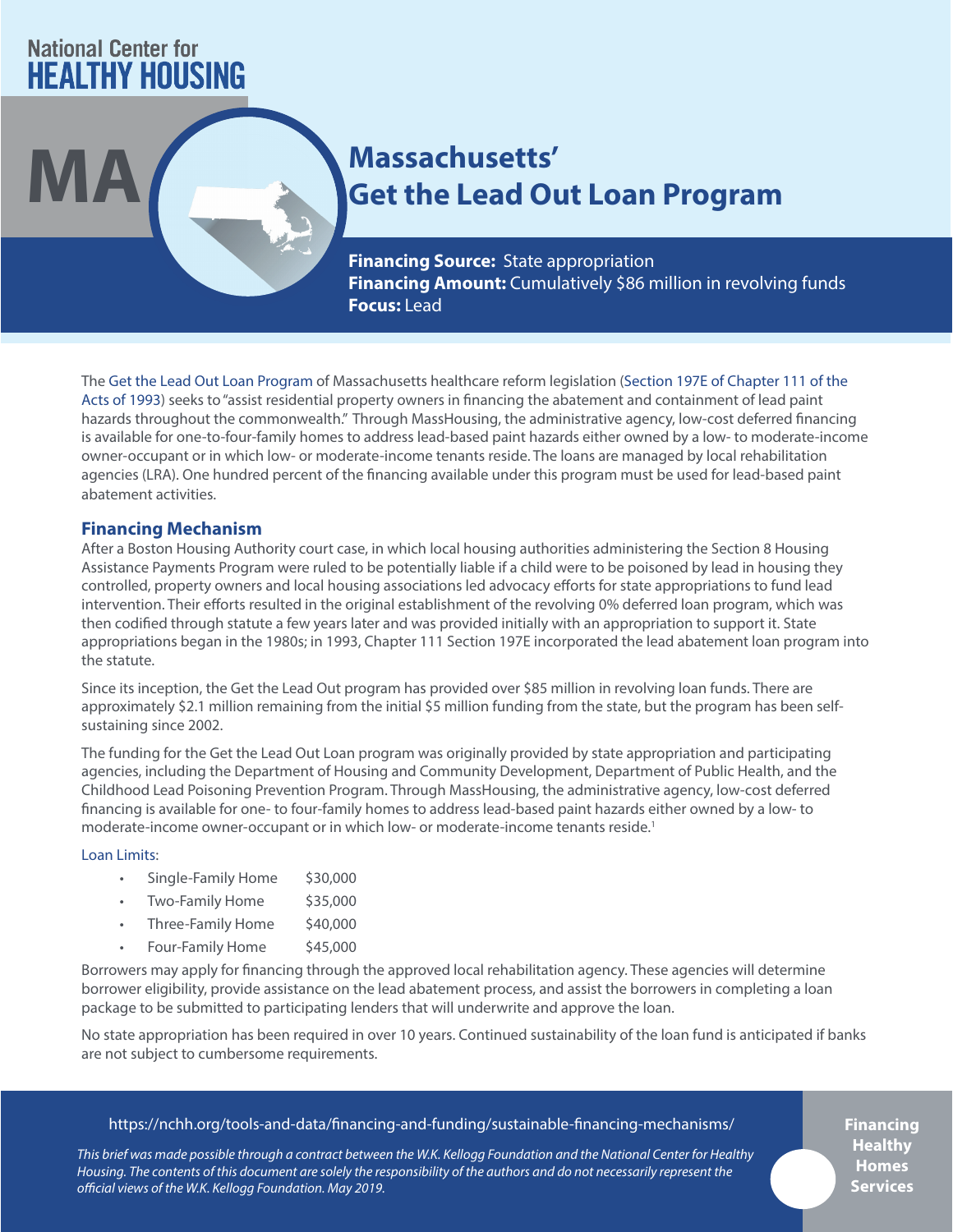National Center for
**HEALTHY HOUSING**

# MA

# Massachusetts' Get the Lead Out Loan Program

**Financing Source:** State appropriation
**Financing Amount:** Cumulatively $86 million in revolving funds
**Focus:** Lead

The Get the Lead Out Loan Program of Massachusetts healthcare reform legislation (Section 197E of Chapter 111 of the Acts of 1993) seeks to "assist residential property owners in financing the abatement and containment of lead paint hazards throughout the commonwealth." Through MassHousing, the administrative agency, low-cost deferred financing is available for one-to-four-family homes to address lead-based paint hazards either owned by a low- to moderate-income owner-occupant or in which low- or moderate-income tenants reside. The loans are managed by local rehabilitation agencies (LRA). One hundred percent of the financing available under this program must be used for lead-based paint abatement activities.

## Financing Mechanism

After a Boston Housing Authority court case, in which local housing authorities administering the Section 8 Housing Assistance Payments Program were ruled to be potentially liable if a child were to be poisoned by lead in housing they controlled, property owners and local housing associations led advocacy efforts for state appropriations to fund lead intervention. Their efforts resulted in the original establishment of the revolving 0% deferred loan program, which was then codified through statute a few years later and was provided initially with an appropriation to support it. State appropriations began in the 1980s; in 1993, Chapter 111 Section 197E incorporated the lead abatement loan program into the statute.

Since its inception, the Get the Lead Out program has provided over $85 million in revolving loan funds. There are approximately $2.1 million remaining from the initial $5 million funding from the state, but the program has been self-sustaining since 2002.

The funding for the Get the Lead Out Loan program was originally provided by state appropriation and participating agencies, including the Department of Housing and Community Development, Department of Public Health, and the Childhood Lead Poisoning Prevention Program. Through MassHousing, the administrative agency, low-cost deferred financing is available for one- to four-family homes to address lead-based paint hazards either owned by a low- to moderate-income owner-occupant or in which low- or moderate-income tenants reside.[1]

Loan Limits:

- Single-Family Home $30,000
- Two-Family Home $35,000
- Three-Family Home $40,000
- Four-Family Home $45,000

Borrowers may apply for financing through the approved local rehabilitation agency. These agencies will determine borrower eligibility, provide assistance on the lead abatement process, and assist the borrowers in completing a loan package to be submitted to participating lenders that will underwrite and approve the loan.

No state appropriation has been required in over 10 years. Continued sustainability of the loan fund is anticipated if banks are not subject to cumbersome requirements.

https://nchh.org/tools-and-data/financing-and-funding/sustainable-financing-mechanisms/

*This brief was made possible through a contract between the W.K. Kellogg Foundation and the National Center for Healthy Housing. The contents of this document are solely the responsibility of the authors and do not necessarily represent the official views of the W.K. Kellogg Foundation. May 2019.*

Financing Healthy Homes Services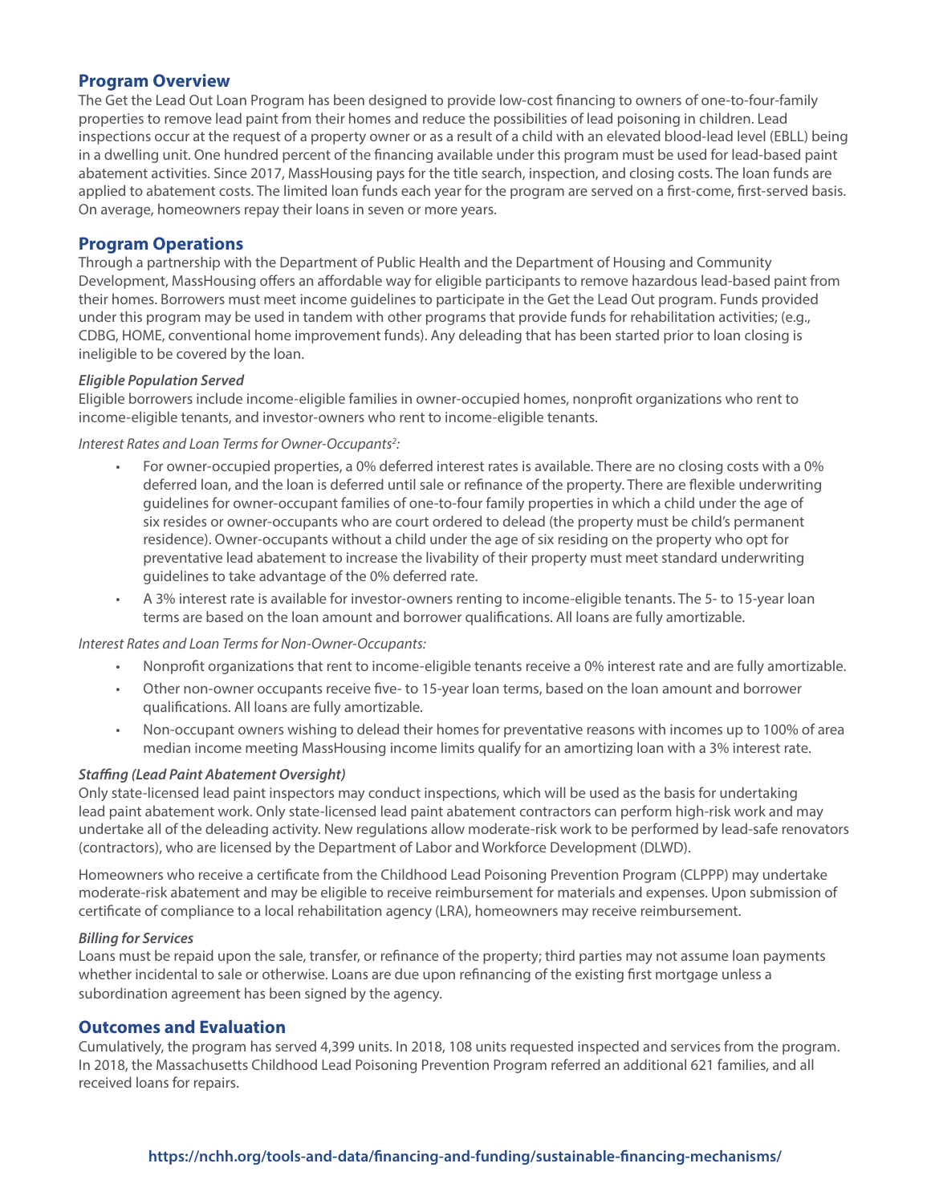## Program Overview

The Get the Lead Out Loan Program has been designed to provide low-cost financing to owners of one-to-four-family properties to remove lead paint from their homes and reduce the possibilities of lead poisoning in children. Lead inspections occur at the request of a property owner or as a result of a child with an elevated blood-lead level (EBLL) being in a dwelling unit. One hundred percent of the financing available under this program must be used for lead-based paint abatement activities. Since 2017, MassHousing pays for the title search, inspection, and closing costs. The loan funds are applied to abatement costs. The limited loan funds each year for the program are served on a first-come, first-served basis. On average, homeowners repay their loans in seven or more years.

## Program Operations

Through a partnership with the Department of Public Health and the Department of Housing and Community Development, MassHousing offers an affordable way for eligible participants to remove hazardous lead-based paint from their homes. Borrowers must meet income guidelines to participate in the Get the Lead Out program. Funds provided under this program may be used in tandem with other programs that provide funds for rehabilitation activities; (e.g., CDBG, HOME, conventional home improvement funds). Any deleading that has been started prior to loan closing is ineligible to be covered by the loan.

#### *Eligible Population Served*

Eligible borrowers include income-eligible families in owner-occupied homes, nonprofit organizations who rent to income-eligible tenants, and investor-owners who rent to income-eligible tenants.

*Interest Rates and Loan Terms for Owner-Occupants[2]:*

- For owner-occupied properties, a 0% deferred interest rates is available. There are no closing costs with a 0% deferred loan, and the loan is deferred until sale or refinance of the property. There are flexible underwriting guidelines for owner-occupant families of one-to-four family properties in which a child under the age of six resides or owner-occupants who are court ordered to delead (the property must be child's permanent residence). Owner-occupants without a child under the age of six residing on the property who opt for preventative lead abatement to increase the livability of their property must meet standard underwriting guidelines to take advantage of the 0% deferred rate.
- A 3% interest rate is available for investor-owners renting to income-eligible tenants. The 5- to 15-year loan terms are based on the loan amount and borrower qualifications. All loans are fully amortizable.

*Interest Rates and Loan Terms for Non-Owner-Occupants:*

- Nonprofit organizations that rent to income-eligible tenants receive a 0% interest rate and are fully amortizable.
- Other non-owner occupants receive five- to 15-year loan terms, based on the loan amount and borrower qualifications. All loans are fully amortizable.
- Non-occupant owners wishing to delead their homes for preventative reasons with incomes up to 100% of area median income meeting MassHousing income limits qualify for an amortizing loan with a 3% interest rate.

#### *Staffing (Lead Paint Abatement Oversight)*

Only state-licensed lead paint inspectors may conduct inspections, which will be used as the basis for undertaking lead paint abatement work. Only state-licensed lead paint abatement contractors can perform high-risk work and may undertake all of the deleading activity. New regulations allow moderate-risk work to be performed by lead-safe renovators (contractors), who are licensed by the Department of Labor and Workforce Development (DLWD).

Homeowners who receive a certificate from the Childhood Lead Poisoning Prevention Program (CLPPP) may undertake moderate-risk abatement and may be eligible to receive reimbursement for materials and expenses. Upon submission of certificate of compliance to a local rehabilitation agency (LRA), homeowners may receive reimbursement.

#### *Billing for Services*

Loans must be repaid upon the sale, transfer, or refinance of the property; third parties may not assume loan payments whether incidental to sale or otherwise. Loans are due upon refinancing of the existing first mortgage unless a subordination agreement has been signed by the agency.

## Outcomes and Evaluation

Cumulatively, the program has served 4,399 units. In 2018, 108 units requested inspected and services from the program. In 2018, the Massachusetts Childhood Lead Poisoning Prevention Program referred an additional 621 families, and all received loans for repairs.

**https://nchh.org/tools-and-data/financing-and-funding/sustainable-financing-mechanisms/**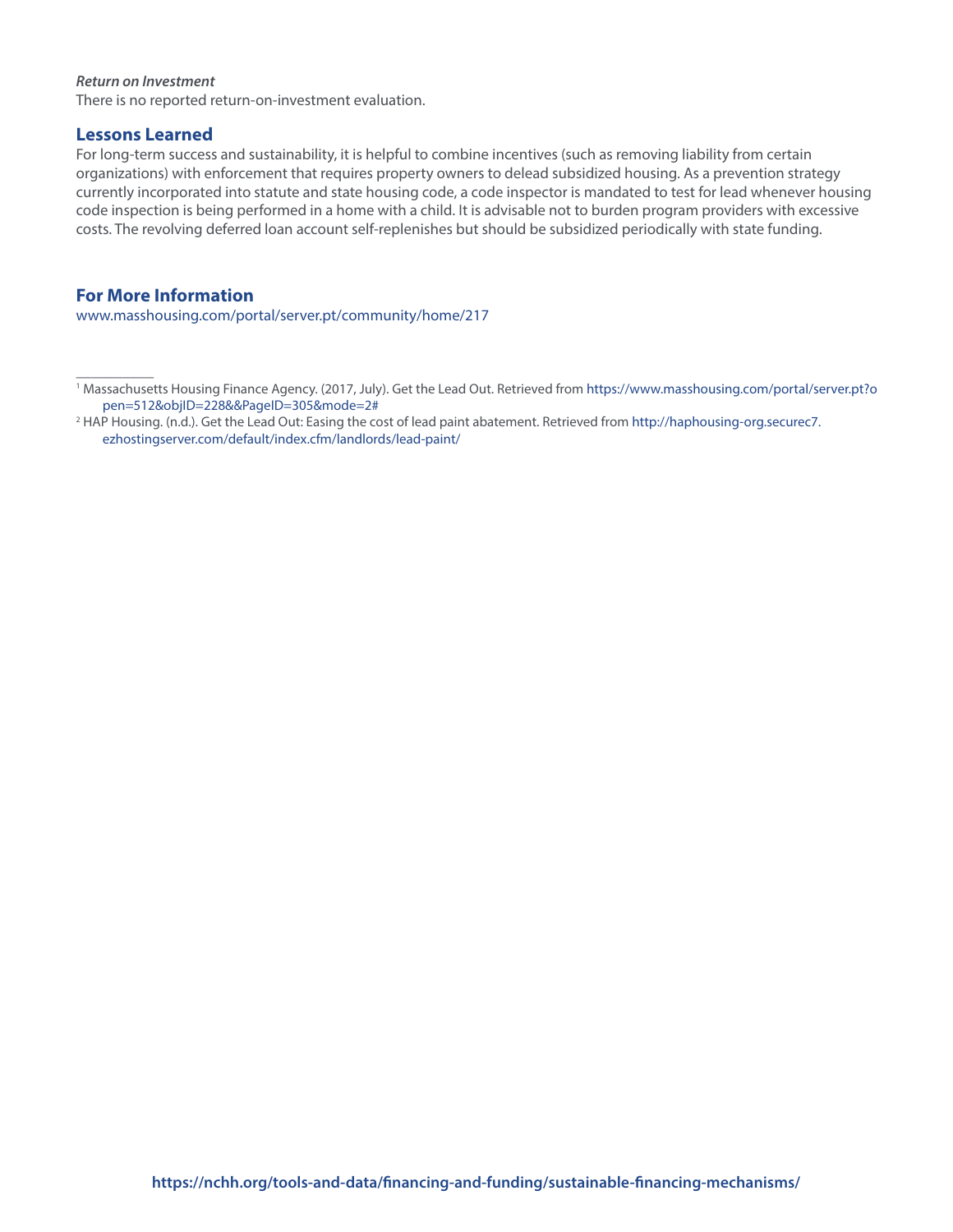***Return on Investment***

There is no reported return-on-investment evaluation.

## Lessons Learned

For long-term success and sustainability, it is helpful to combine incentives (such as removing liability from certain organizations) with enforcement that requires property owners to delead subsidized housing. As a prevention strategy currently incorporated into statute and state housing code, a code inspector is mandated to test for lead whenever housing code inspection is being performed in a home with a child. It is advisable not to burden program providers with excessive costs. The revolving deferred loan account self-replenishes but should be subsidized periodically with state funding.

## For More Information

www.masshousing.com/portal/server.pt/community/home/217

---

[1] Massachusetts Housing Finance Agency. (2017, July). Get the Lead Out. Retrieved from https://www.masshousing.com/portal/server.pt?open=512&objID=228&&PageID=305&mode=2#

[2] HAP Housing. (n.d.). Get the Lead Out: Easing the cost of lead paint abatement. Retrieved from http://haphousing-org.securec7.ezhostingserver.com/default/index.cfm/landlords/lead-paint/